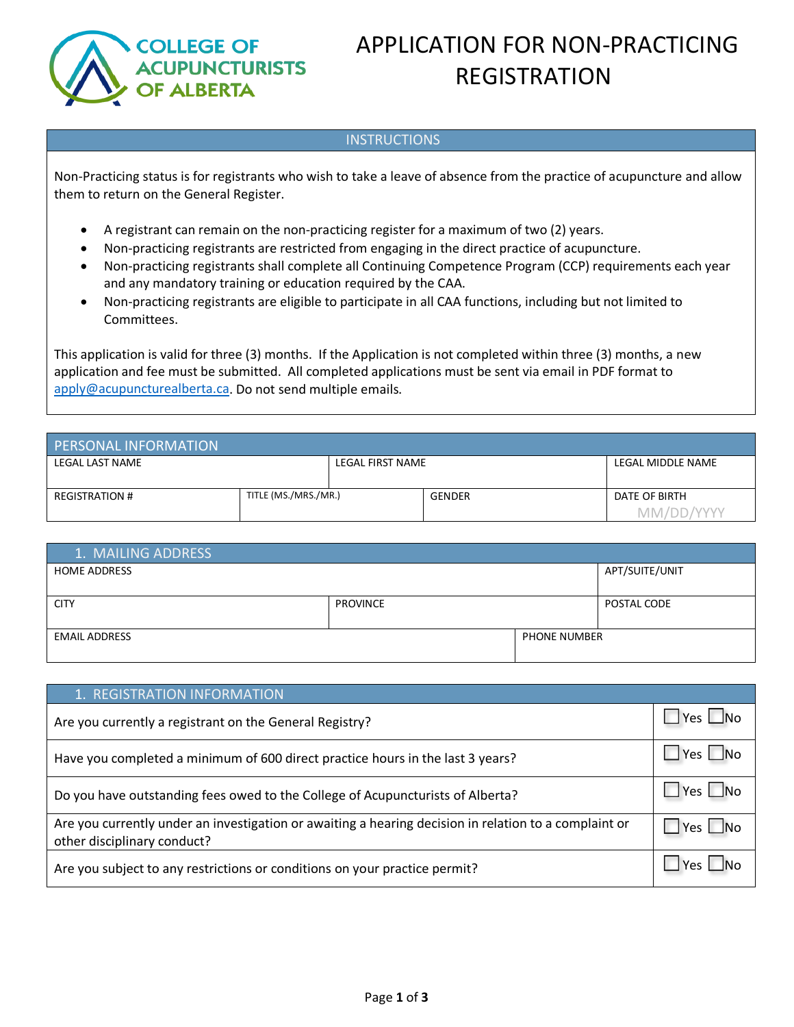COLLEGE OF ACUPUNCTURISTS OF ALBERTA

# APPLICATION FOR NON-PRACTICING REGISTRATION

## INSTRUCTIONS

Non-Practicing status is for registrants who wish to take a leave of absence from the practice of acupuncture and allow them to return on the General Register.

- A registrant can remain on the non-practicing register for a maximum of two (2) years.
- Non-practicing registrants are restricted from engaging in the direct practice of acupuncture.
- Non-practicing registrants shall complete all Continuing Competence Program (CCP) requirements each year and any mandatory training or education required by the CAA.
- Non-practicing registrants are eligible to participate in all CAA functions, including but not limited to Committees.

This application is valid for three (3) months. If the Application is not completed within three (3) months, a new application and fee must be submitted. All completed applications must be sent via email in PDF format to apply@acupuncturealberta.ca. Do not send multiple emails.

## PERSONAL INFORMATION

| LEGAL LAST NAME | | LEGAL FIRST NAME | | LEGAL MIDDLE NAME |
|---|---|---|---|---|
| REGISTRATION # | TITLE (MS./MRS./MR.) | | GENDER | DATE OF BIRTH MM/DD/YYYY |

## 1. MAILING ADDRESS

| HOME ADDRESS | | | APT/SUITE/UNIT |
|---|---|---|---|
| CITY | PROVINCE | | POSTAL CODE |
| EMAIL ADDRESS | | PHONE NUMBER | |

## 1. REGISTRATION INFORMATION

| Question | Response |
|---|---|
| Are you currently a registrant on the General Registry? | ☐ Yes ☐ No |
| Have you completed a minimum of 600 direct practice hours in the last 3 years? | ☐ Yes ☐ No |
| Do you have outstanding fees owed to the College of Acupuncturists of Alberta? | ☐ Yes ☐ No |
| Are you currently under an investigation or awaiting a hearing decision in relation to a complaint or other disciplinary conduct? | ☐ Yes ☐ No |
| Are you subject to any restrictions or conditions on your practice permit? | ☐ Yes ☐ No |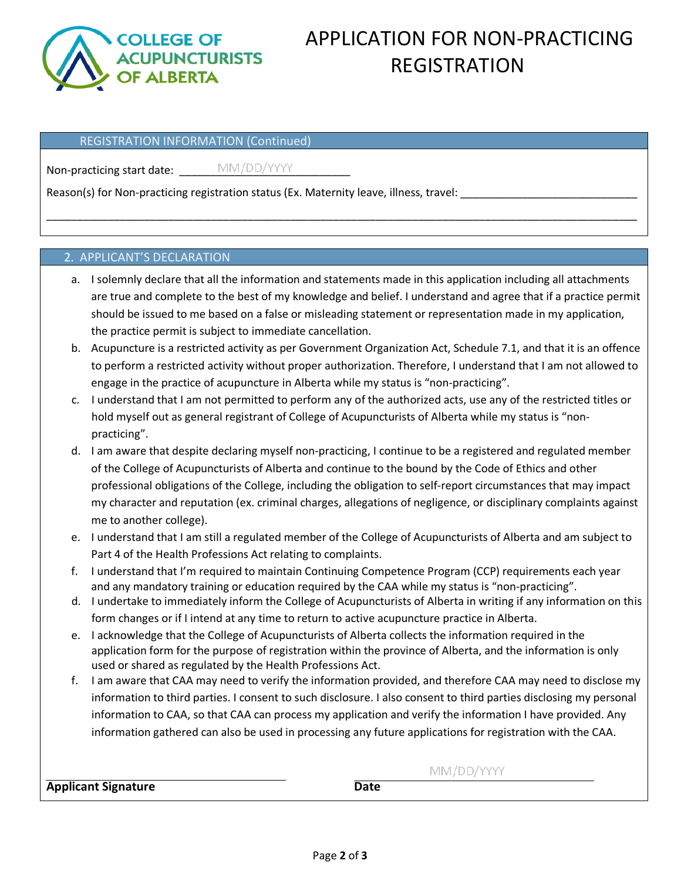# APPLICATION FOR NON-PRACTICING REGISTRATION

## REGISTRATION INFORMATION (Continued)

Non-practicing start date: MM/DD/YYYY

Reason(s) for Non-practicing registration status (Ex. Maternity leave, illness, travel: ______________________________

______________________________________________________________________________________________

## 2. APPLICANT'S DECLARATION

a. I solemnly declare that all the information and statements made in this application including all attachments are true and complete to the best of my knowledge and belief. I understand and agree that if a practice permit should be issued to me based on a false or misleading statement or representation made in my application, the practice permit is subject to immediate cancellation.

b. Acupuncture is a restricted activity as per Government Organization Act, Schedule 7.1, and that it is an offence to perform a restricted activity without proper authorization. Therefore, I understand that I am not allowed to engage in the practice of acupuncture in Alberta while my status is "non-practicing".

c. I understand that I am not permitted to perform any of the authorized acts, use any of the restricted titles or hold myself out as general registrant of College of Acupuncturists of Alberta while my status is "non-practicing".

d. I am aware that despite declaring myself non-practicing, I continue to be a registered and regulated member of the College of Acupuncturists of Alberta and continue to the bound by the Code of Ethics and other professional obligations of the College, including the obligation to self-report circumstances that may impact my character and reputation (ex. criminal charges, allegations of negligence, or disciplinary complaints against me to another college).

e. I understand that I am still a regulated member of the College of Acupuncturists of Alberta and am subject to Part 4 of the Health Professions Act relating to complaints.

f. I understand that I'm required to maintain Continuing Competence Program (CCP) requirements each year and any mandatory training or education required by the CAA while my status is "non-practicing".

d. I undertake to immediately inform the College of Acupuncturists of Alberta in writing if any information on this form changes or if I intend at any time to return to active acupuncture practice in Alberta.

e. I acknowledge that the College of Acupuncturists of Alberta collects the information required in the application form for the purpose of registration within the province of Alberta, and the information is only used or shared as regulated by the Health Professions Act.

f. I am aware that CAA may need to verify the information provided, and therefore CAA may need to disclose my information to third parties. I consent to such disclosure. I also consent to third parties disclosing my personal information to CAA, so that CAA can process my application and verify the information I have provided. Any information gathered can also be used in processing any future applications for registration with the CAA.

______________________________ MM/DD/YYYY

**Applicant Signature** **Date**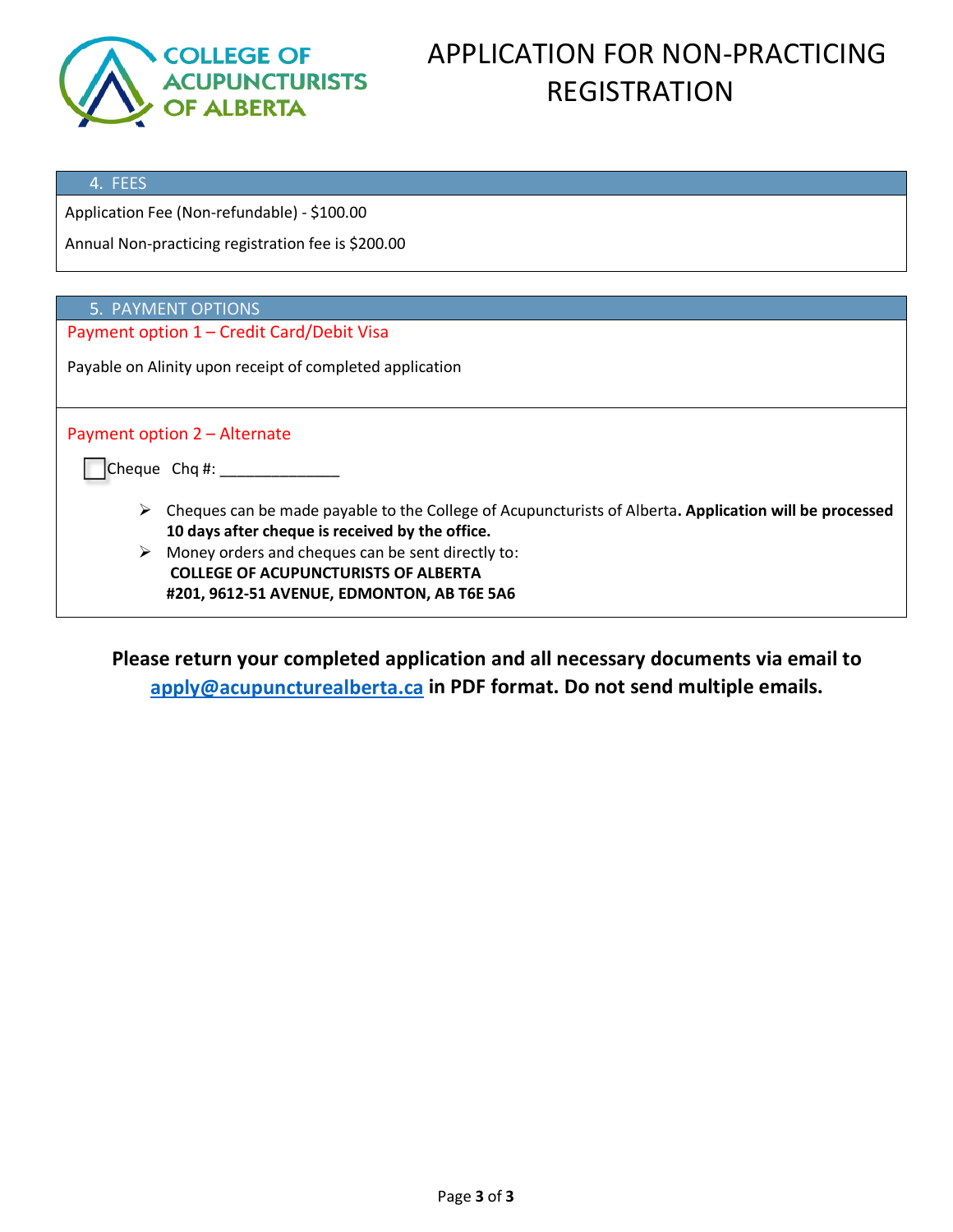# APPLICATION FOR NON-PRACTICING REGISTRATION

COLLEGE OF ACUPUNCTURISTS OF ALBERTA

## 4. FEES

Application Fee (Non-refundable) - $100.00

Annual Non-practicing registration fee is $200.00

## 5. PAYMENT OPTIONS

Payment option 1 – Credit Card/Debit Visa

Payable on Alinity upon receipt of completed application

Payment option 2 – Alternate

☐ Cheque Chq #: ______________

- Cheques can be made payable to the College of Acupuncturists of Alberta**. Application will be processed 10 days after cheque is received by the office.**
- Money orders and cheques can be sent directly to:
  **COLLEGE OF ACUPUNCTURISTS OF ALBERTA**
  **#201, 9612-51 AVENUE, EDMONTON, AB T6E 5A6**

**Please return your completed application and all necessary documents via email to apply@acupuncturealberta.ca in PDF format. Do not send multiple emails.**